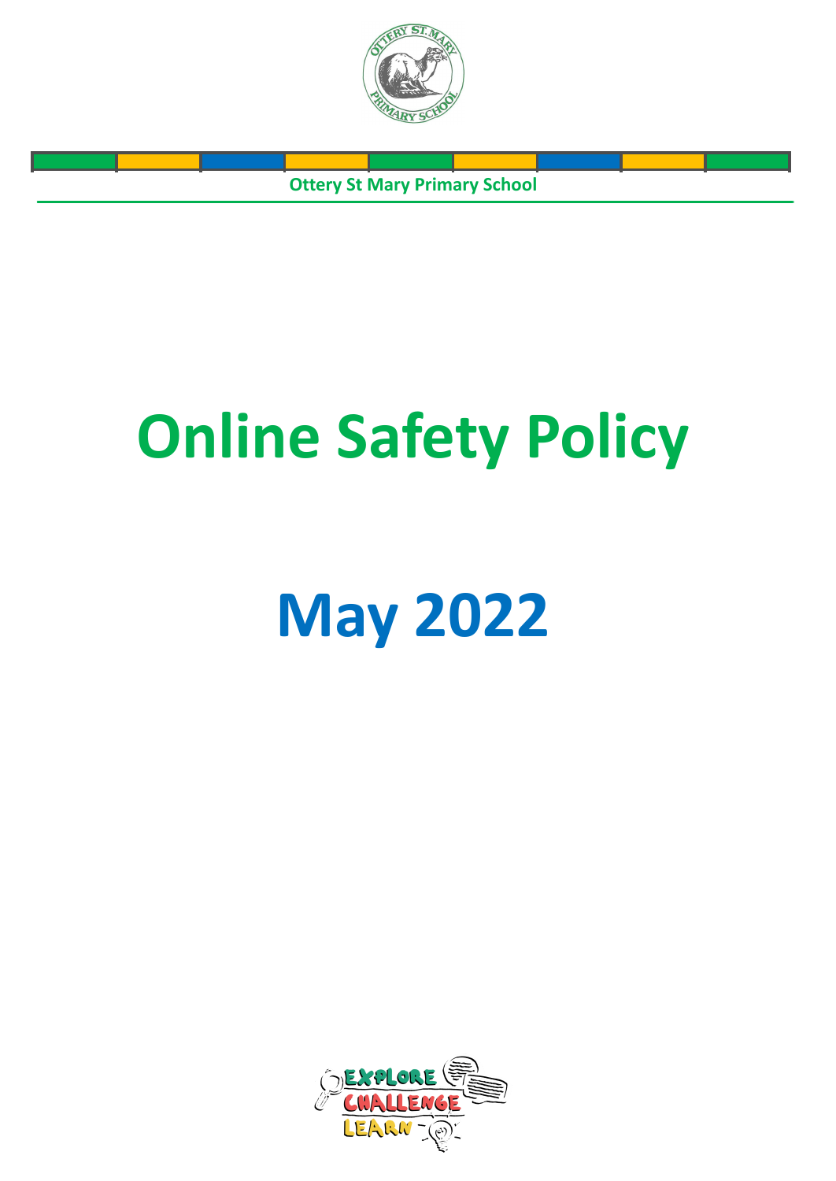Ottery St Mary Primary School

# Online Safety Policy

# May 2022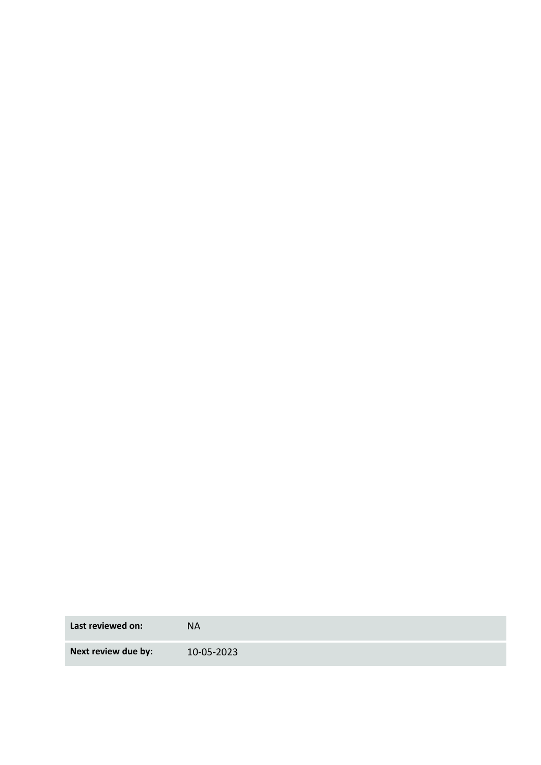| Last reviewed on: | NA |
| --- | --- |
| Next review due by: | 10-05-2023 |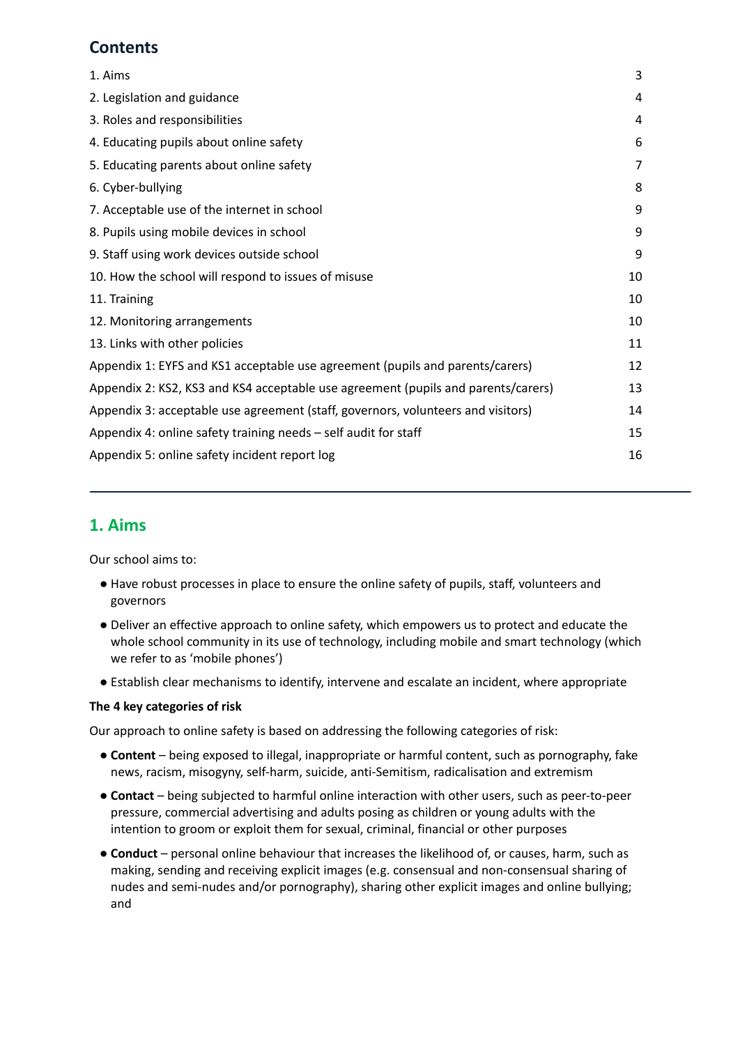## Contents

| | |
|---|---|
| 1. Aims | 3 |
| 2. Legislation and guidance | 4 |
| 3. Roles and responsibilities | 4 |
| 4. Educating pupils about online safety | 6 |
| 5. Educating parents about online safety | 7 |
| 6. Cyber-bullying | 8 |
| 7. Acceptable use of the internet in school | 9 |
| 8. Pupils using mobile devices in school | 9 |
| 9. Staff using work devices outside school | 9 |
| 10. How the school will respond to issues of misuse | 10 |
| 11. Training | 10 |
| 12. Monitoring arrangements | 10 |
| 13. Links with other policies | 11 |
| Appendix 1: EYFS and KS1 acceptable use agreement (pupils and parents/carers) | 12 |
| Appendix 2: KS2, KS3 and KS4 acceptable use agreement (pupils and parents/carers) | 13 |
| Appendix 3: acceptable use agreement (staff, governors, volunteers and visitors) | 14 |
| Appendix 4: online safety training needs – self audit for staff | 15 |
| Appendix 5: online safety incident report log | 16 |

---

## 1. Aims

Our school aims to:

- Have robust processes in place to ensure the online safety of pupils, staff, volunteers and governors
- Deliver an effective approach to online safety, which empowers us to protect and educate the whole school community in its use of technology, including mobile and smart technology (which we refer to as 'mobile phones')
- Establish clear mechanisms to identify, intervene and escalate an incident, where appropriate

**The 4 key categories of risk**

Our approach to online safety is based on addressing the following categories of risk:

- **Content** – being exposed to illegal, inappropriate or harmful content, such as pornography, fake news, racism, misogyny, self-harm, suicide, anti-Semitism, radicalisation and extremism
- **Contact** – being subjected to harmful online interaction with other users, such as peer-to-peer pressure, commercial advertising and adults posing as children or young adults with the intention to groom or exploit them for sexual, criminal, financial or other purposes
- **Conduct** – personal online behaviour that increases the likelihood of, or causes, harm, such as making, sending and receiving explicit images (e.g. consensual and non-consensual sharing of nudes and semi-nudes and/or pornography), sharing other explicit images and online bullying; and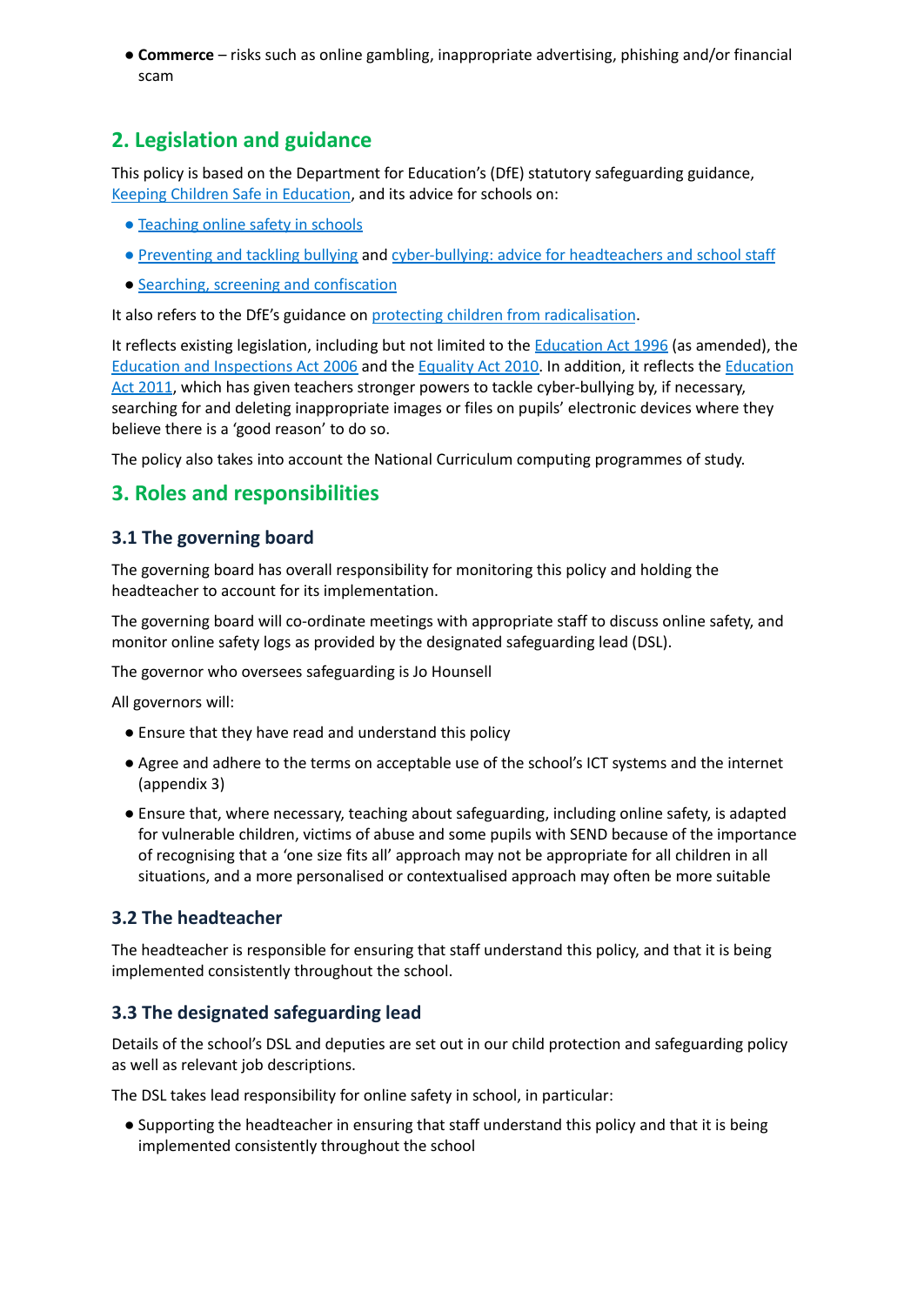- **Commerce** – risks such as online gambling, inappropriate advertising, phishing and/or financial scam

## 2. Legislation and guidance

This policy is based on the Department for Education's (DfE) statutory safeguarding guidance, Keeping Children Safe in Education, and its advice for schools on:

- Teaching online safety in schools
- Preventing and tackling bullying and cyber-bullying: advice for headteachers and school staff
- Searching, screening and confiscation

It also refers to the DfE's guidance on protecting children from radicalisation.

It reflects existing legislation, including but not limited to the Education Act 1996 (as amended), the Education and Inspections Act 2006 and the Equality Act 2010. In addition, it reflects the Education Act 2011, which has given teachers stronger powers to tackle cyber-bullying by, if necessary, searching for and deleting inappropriate images or files on pupils' electronic devices where they believe there is a 'good reason' to do so.

The policy also takes into account the National Curriculum computing programmes of study.

## 3. Roles and responsibilities

### 3.1 The governing board

The governing board has overall responsibility for monitoring this policy and holding the headteacher to account for its implementation.

The governing board will co-ordinate meetings with appropriate staff to discuss online safety, and monitor online safety logs as provided by the designated safeguarding lead (DSL).

The governor who oversees safeguarding is Jo Hounsell

All governors will:

- Ensure that they have read and understand this policy
- Agree and adhere to the terms on acceptable use of the school's ICT systems and the internet (appendix 3)
- Ensure that, where necessary, teaching about safeguarding, including online safety, is adapted for vulnerable children, victims of abuse and some pupils with SEND because of the importance of recognising that a 'one size fits all' approach may not be appropriate for all children in all situations, and a more personalised or contextualised approach may often be more suitable

### 3.2 The headteacher

The headteacher is responsible for ensuring that staff understand this policy, and that it is being implemented consistently throughout the school.

### 3.3 The designated safeguarding lead

Details of the school's DSL and deputies are set out in our child protection and safeguarding policy as well as relevant job descriptions.

The DSL takes lead responsibility for online safety in school, in particular:

- Supporting the headteacher in ensuring that staff understand this policy and that it is being implemented consistently throughout the school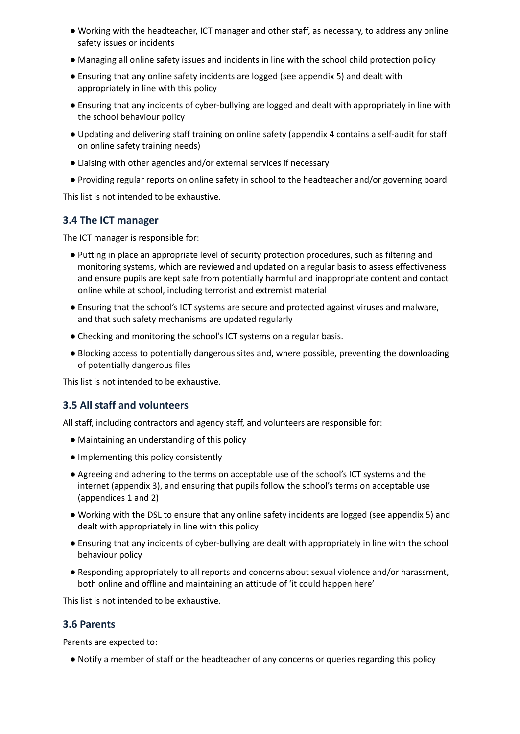- Working with the headteacher, ICT manager and other staff, as necessary, to address any online safety issues or incidents
- Managing all online safety issues and incidents in line with the school child protection policy
- Ensuring that any online safety incidents are logged (see appendix 5) and dealt with appropriately in line with this policy
- Ensuring that any incidents of cyber-bullying are logged and dealt with appropriately in line with the school behaviour policy
- Updating and delivering staff training on online safety (appendix 4 contains a self-audit for staff on online safety training needs)
- Liaising with other agencies and/or external services if necessary
- Providing regular reports on online safety in school to the headteacher and/or governing board

This list is not intended to be exhaustive.

### 3.4 The ICT manager

The ICT manager is responsible for:

- Putting in place an appropriate level of security protection procedures, such as filtering and monitoring systems, which are reviewed and updated on a regular basis to assess effectiveness and ensure pupils are kept safe from potentially harmful and inappropriate content and contact online while at school, including terrorist and extremist material
- Ensuring that the school's ICT systems are secure and protected against viruses and malware, and that such safety mechanisms are updated regularly
- Checking and monitoring the school's ICT systems on a regular basis.
- Blocking access to potentially dangerous sites and, where possible, preventing the downloading of potentially dangerous files

This list is not intended to be exhaustive.

### 3.5 All staff and volunteers

All staff, including contractors and agency staff, and volunteers are responsible for:

- Maintaining an understanding of this policy
- Implementing this policy consistently
- Agreeing and adhering to the terms on acceptable use of the school's ICT systems and the internet (appendix 3), and ensuring that pupils follow the school's terms on acceptable use (appendices 1 and 2)
- Working with the DSL to ensure that any online safety incidents are logged (see appendix 5) and dealt with appropriately in line with this policy
- Ensuring that any incidents of cyber-bullying are dealt with appropriately in line with the school behaviour policy
- Responding appropriately to all reports and concerns about sexual violence and/or harassment, both online and offline and maintaining an attitude of 'it could happen here'

This list is not intended to be exhaustive.

### 3.6 Parents

Parents are expected to:

- Notify a member of staff or the headteacher of any concerns or queries regarding this policy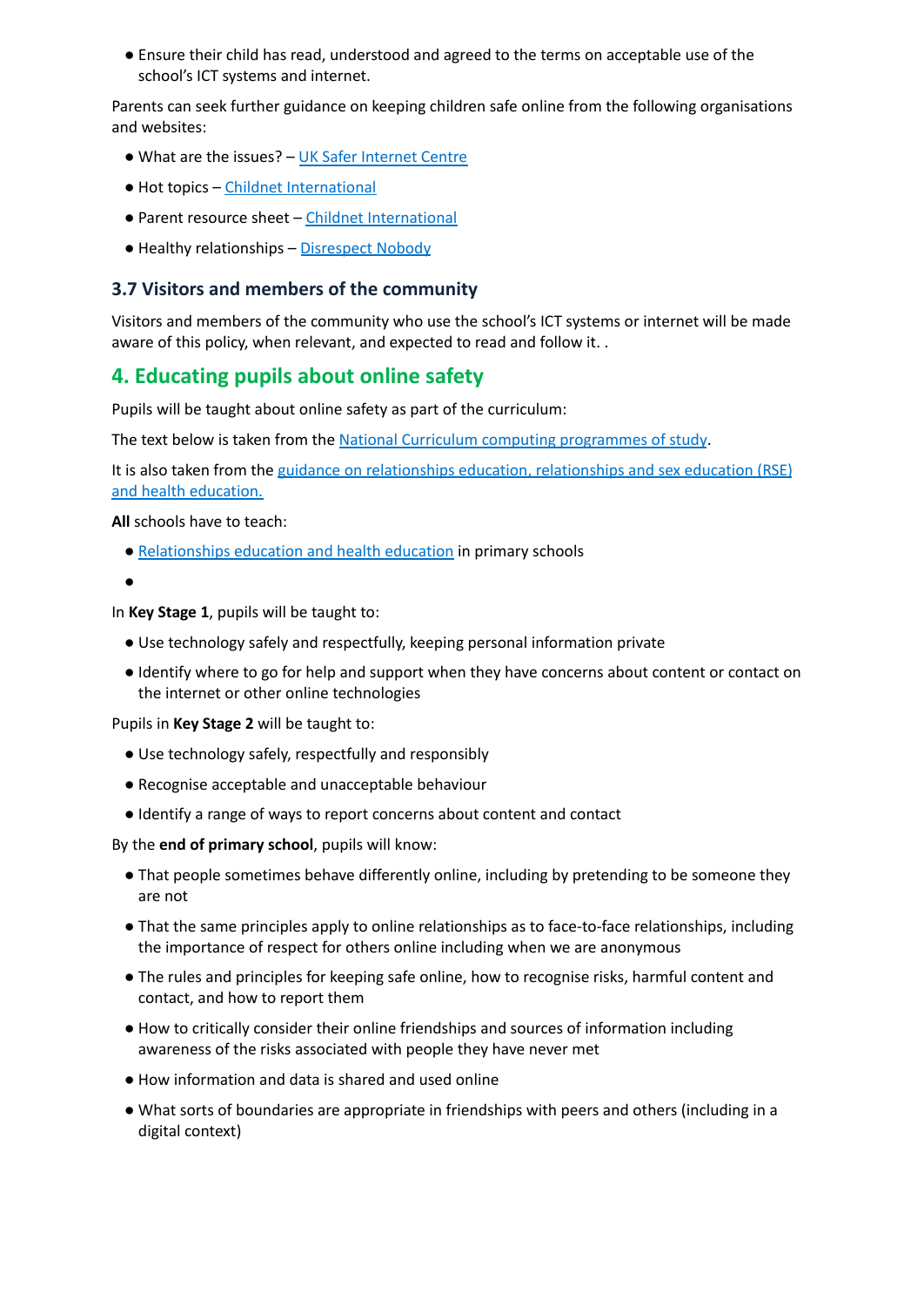- Ensure their child has read, understood and agreed to the terms on acceptable use of the school's ICT systems and internet.

Parents can seek further guidance on keeping children safe online from the following organisations and websites:

- What are the issues? – UK Safer Internet Centre
- Hot topics – Childnet International
- Parent resource sheet – Childnet International
- Healthy relationships – Disrespect Nobody

### 3.7 Visitors and members of the community

Visitors and members of the community who use the school's ICT systems or internet will be made aware of this policy, when relevant, and expected to read and follow it. .

## 4. Educating pupils about online safety

Pupils will be taught about online safety as part of the curriculum:

The text below is taken from the National Curriculum computing programmes of study.

It is also taken from the guidance on relationships education, relationships and sex education (RSE) and health education.

**All** schools have to teach:

- Relationships education and health education in primary schools
-

In **Key Stage 1**, pupils will be taught to:

- Use technology safely and respectfully, keeping personal information private
- Identify where to go for help and support when they have concerns about content or contact on the internet or other online technologies

Pupils in **Key Stage 2** will be taught to:

- Use technology safely, respectfully and responsibly
- Recognise acceptable and unacceptable behaviour
- Identify a range of ways to report concerns about content and contact

By the **end of primary school**, pupils will know:

- That people sometimes behave differently online, including by pretending to be someone they are not
- That the same principles apply to online relationships as to face-to-face relationships, including the importance of respect for others online including when we are anonymous
- The rules and principles for keeping safe online, how to recognise risks, harmful content and contact, and how to report them
- How to critically consider their online friendships and sources of information including awareness of the risks associated with people they have never met
- How information and data is shared and used online
- What sorts of boundaries are appropriate in friendships with peers and others (including in a digital context)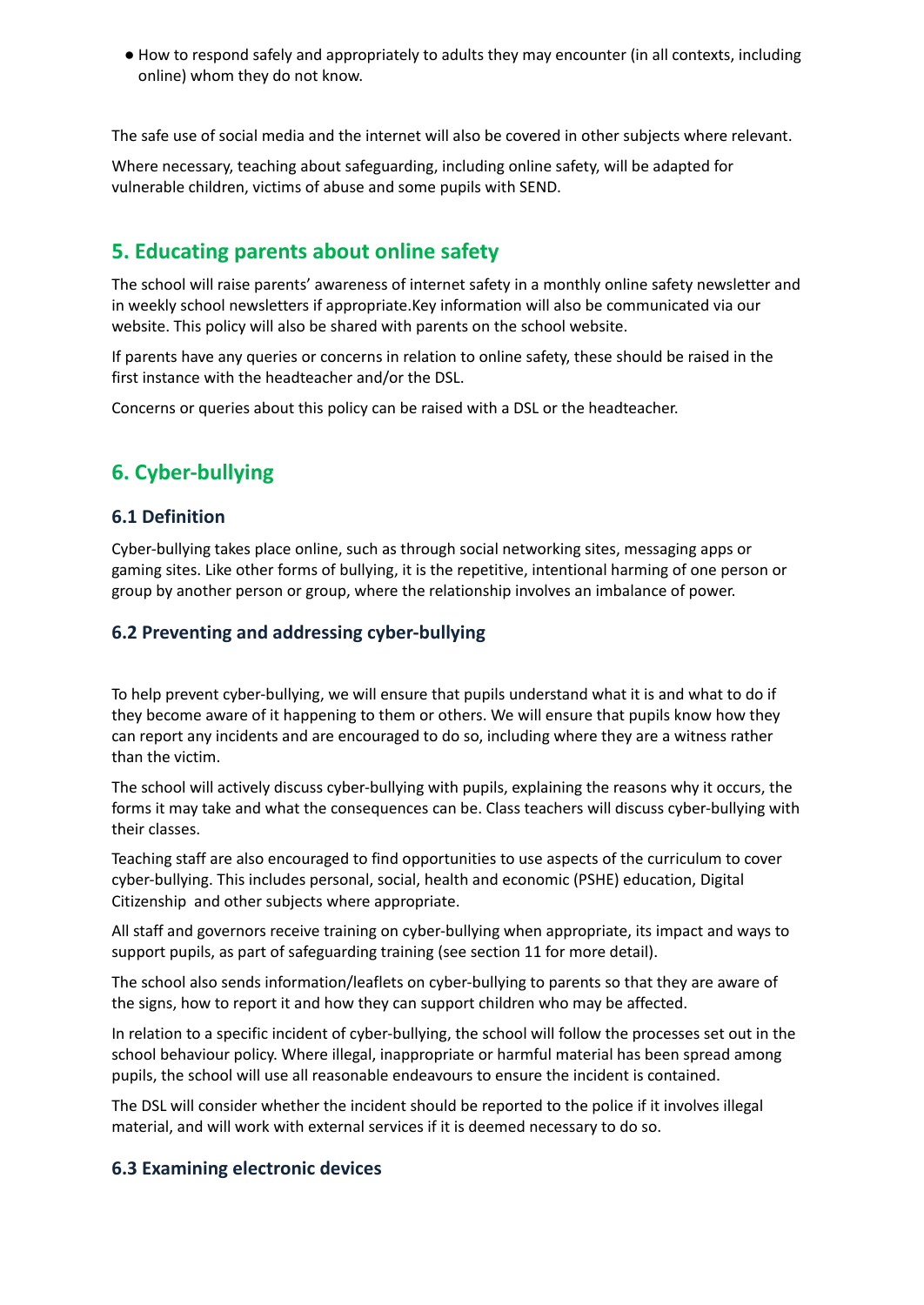- How to respond safely and appropriately to adults they may encounter (in all contexts, including online) whom they do not know.

The safe use of social media and the internet will also be covered in other subjects where relevant.

Where necessary, teaching about safeguarding, including online safety, will be adapted for vulnerable children, victims of abuse and some pupils with SEND.

## 5. Educating parents about online safety

The school will raise parents' awareness of internet safety in a monthly online safety newsletter and in weekly school newsletters if appropriate.Key information will also be communicated via our website. This policy will also be shared with parents on the school website.

If parents have any queries or concerns in relation to online safety, these should be raised in the first instance with the headteacher and/or the DSL.

Concerns or queries about this policy can be raised with a DSL or the headteacher.

## 6. Cyber-bullying

### 6.1 Definition

Cyber-bullying takes place online, such as through social networking sites, messaging apps or gaming sites. Like other forms of bullying, it is the repetitive, intentional harming of one person or group by another person or group, where the relationship involves an imbalance of power.

### 6.2 Preventing and addressing cyber-bullying

To help prevent cyber-bullying, we will ensure that pupils understand what it is and what to do if they become aware of it happening to them or others. We will ensure that pupils know how they can report any incidents and are encouraged to do so, including where they are a witness rather than the victim.

The school will actively discuss cyber-bullying with pupils, explaining the reasons why it occurs, the forms it may take and what the consequences can be. Class teachers will discuss cyber-bullying with their classes.

Teaching staff are also encouraged to find opportunities to use aspects of the curriculum to cover cyber-bullying. This includes personal, social, health and economic (PSHE) education, Digital Citizenship and other subjects where appropriate.

All staff and governors receive training on cyber-bullying when appropriate, its impact and ways to support pupils, as part of safeguarding training (see section 11 for more detail).

The school also sends information/leaflets on cyber-bullying to parents so that they are aware of the signs, how to report it and how they can support children who may be affected.

In relation to a specific incident of cyber-bullying, the school will follow the processes set out in the school behaviour policy. Where illegal, inappropriate or harmful material has been spread among pupils, the school will use all reasonable endeavours to ensure the incident is contained.

The DSL will consider whether the incident should be reported to the police if it involves illegal material, and will work with external services if it is deemed necessary to do so.

### 6.3 Examining electronic devices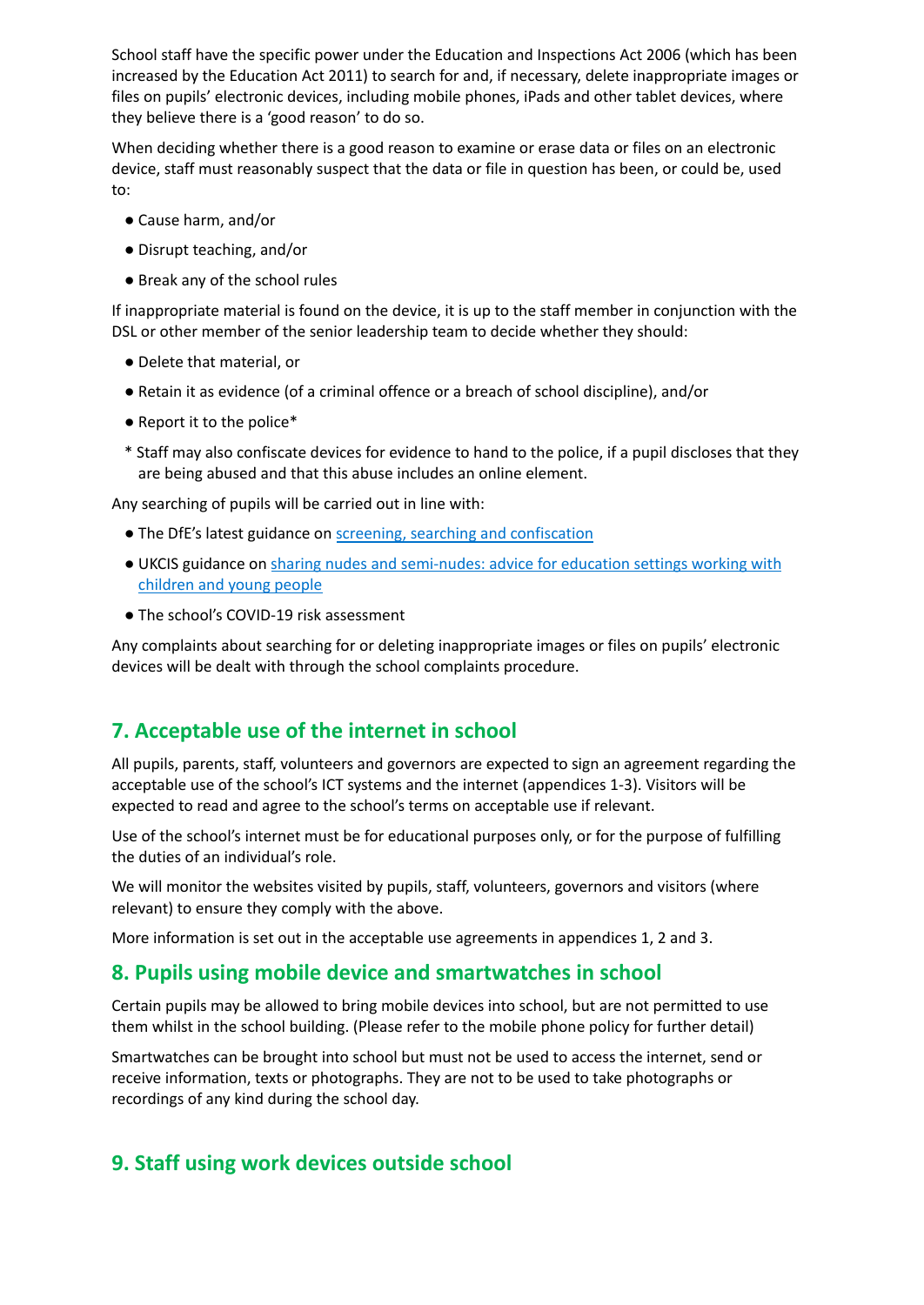School staff have the specific power under the Education and Inspections Act 2006 (which has been increased by the Education Act 2011) to search for and, if necessary, delete inappropriate images or files on pupils' electronic devices, including mobile phones, iPads and other tablet devices, where they believe there is a 'good reason' to do so.

When deciding whether there is a good reason to examine or erase data or files on an electronic device, staff must reasonably suspect that the data or file in question has been, or could be, used to:

- Cause harm, and/or
- Disrupt teaching, and/or
- Break any of the school rules

If inappropriate material is found on the device, it is up to the staff member in conjunction with the DSL or other member of the senior leadership team to decide whether they should:

- Delete that material, or
- Retain it as evidence (of a criminal offence or a breach of school discipline), and/or
- Report it to the police*

\* Staff may also confiscate devices for evidence to hand to the police, if a pupil discloses that they are being abused and that this abuse includes an online element.

Any searching of pupils will be carried out in line with:

- The DfE's latest guidance on [screening, searching and confiscation]()
- UKCIS guidance on [sharing nudes and semi-nudes: advice for education settings working with children and young people]()
- The school's COVID-19 risk assessment

Any complaints about searching for or deleting inappropriate images or files on pupils' electronic devices will be dealt with through the school complaints procedure.

## 7. Acceptable use of the internet in school

All pupils, parents, staff, volunteers and governors are expected to sign an agreement regarding the acceptable use of the school's ICT systems and the internet (appendices 1-3). Visitors will be expected to read and agree to the school's terms on acceptable use if relevant.

Use of the school's internet must be for educational purposes only, or for the purpose of fulfilling the duties of an individual's role.

We will monitor the websites visited by pupils, staff, volunteers, governors and visitors (where relevant) to ensure they comply with the above.

More information is set out in the acceptable use agreements in appendices 1, 2 and 3.

## 8. Pupils using mobile device and smartwatches in school

Certain pupils may be allowed to bring mobile devices into school, but are not permitted to use them whilst in the school building. (Please refer to the mobile phone policy for further detail)

Smartwatches can be brought into school but must not be used to access the internet, send or receive information, texts or photographs. They are not to be used to take photographs or recordings of any kind during the school day.

## 9. Staff using work devices outside school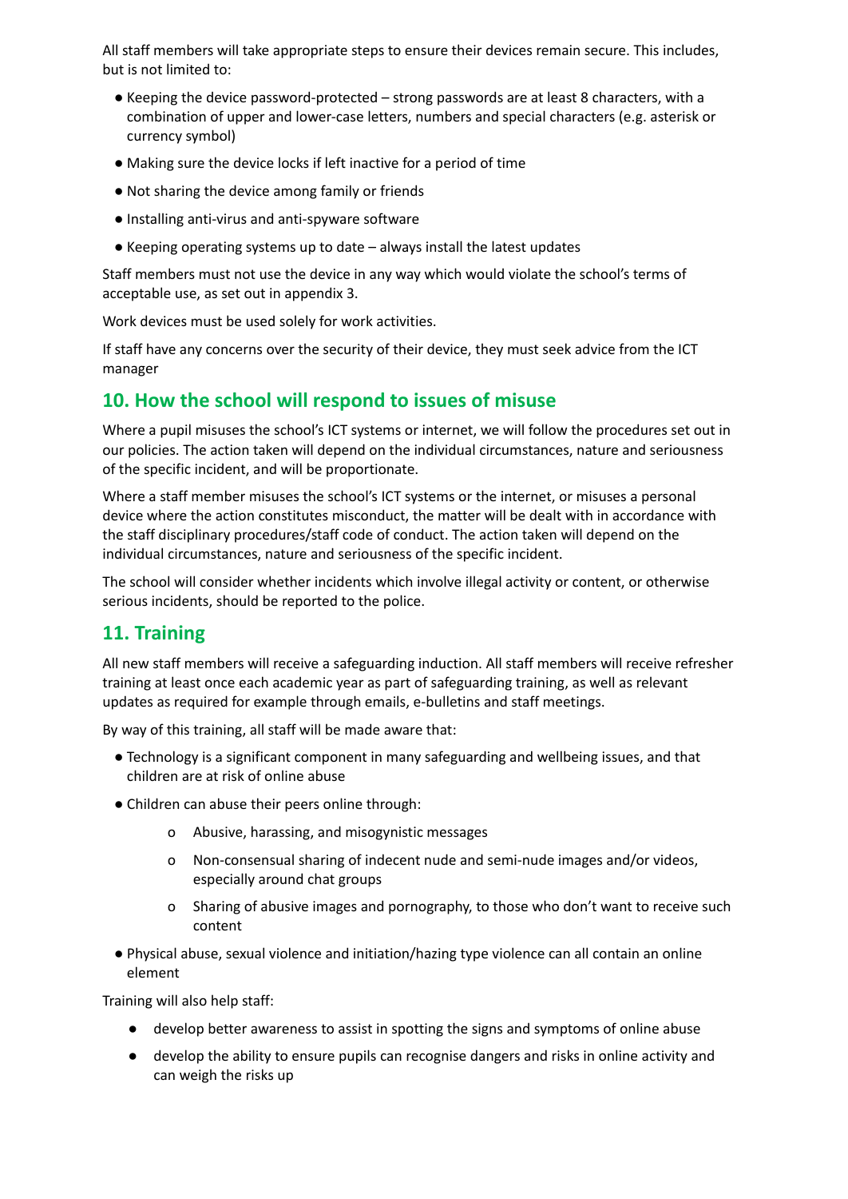All staff members will take appropriate steps to ensure their devices remain secure. This includes, but is not limited to:

- Keeping the device password-protected – strong passwords are at least 8 characters, with a combination of upper and lower-case letters, numbers and special characters (e.g. asterisk or currency symbol)
- Making sure the device locks if left inactive for a period of time
- Not sharing the device among family or friends
- Installing anti-virus and anti-spyware software
- Keeping operating systems up to date – always install the latest updates

Staff members must not use the device in any way which would violate the school's terms of acceptable use, as set out in appendix 3.

Work devices must be used solely for work activities.

If staff have any concerns over the security of their device, they must seek advice from the ICT manager

## 10. How the school will respond to issues of misuse

Where a pupil misuses the school's ICT systems or internet, we will follow the procedures set out in our policies. The action taken will depend on the individual circumstances, nature and seriousness of the specific incident, and will be proportionate.

Where a staff member misuses the school's ICT systems or the internet, or misuses a personal device where the action constitutes misconduct, the matter will be dealt with in accordance with the staff disciplinary procedures/staff code of conduct. The action taken will depend on the individual circumstances, nature and seriousness of the specific incident.

The school will consider whether incidents which involve illegal activity or content, or otherwise serious incidents, should be reported to the police.

## 11. Training

All new staff members will receive a safeguarding induction. All staff members will receive refresher training at least once each academic year as part of safeguarding training, as well as relevant updates as required for example through emails, e-bulletins and staff meetings.

By way of this training, all staff will be made aware that:

- Technology is a significant component in many safeguarding and wellbeing issues, and that children are at risk of online abuse
- Children can abuse their peers online through:
  - Abusive, harassing, and misogynistic messages
  - Non-consensual sharing of indecent nude and semi-nude images and/or videos, especially around chat groups
  - Sharing of abusive images and pornography, to those who don't want to receive such content
- Physical abuse, sexual violence and initiation/hazing type violence can all contain an online element

Training will also help staff:

- develop better awareness to assist in spotting the signs and symptoms of online abuse
- develop the ability to ensure pupils can recognise dangers and risks in online activity and can weigh the risks up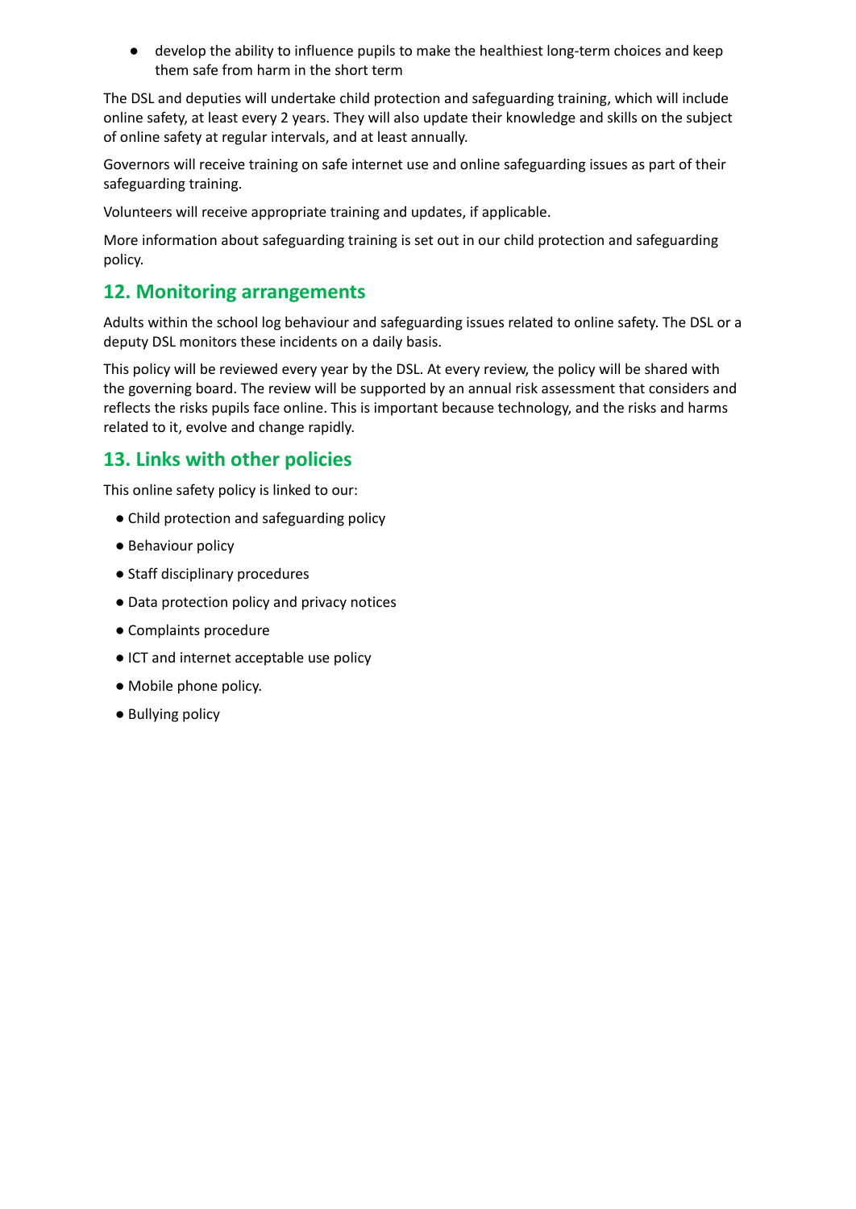- develop the ability to influence pupils to make the healthiest long-term choices and keep them safe from harm in the short term

The DSL and deputies will undertake child protection and safeguarding training, which will include online safety, at least every 2 years. They will also update their knowledge and skills on the subject of online safety at regular intervals, and at least annually.

Governors will receive training on safe internet use and online safeguarding issues as part of their safeguarding training.

Volunteers will receive appropriate training and updates, if applicable.

More information about safeguarding training is set out in our child protection and safeguarding policy.

## 12. Monitoring arrangements

Adults within the school log behaviour and safeguarding issues related to online safety. The DSL or a deputy DSL monitors these incidents on a daily basis.

This policy will be reviewed every year by the DSL. At every review, the policy will be shared with the governing board. The review will be supported by an annual risk assessment that considers and reflects the risks pupils face online. This is important because technology, and the risks and harms related to it, evolve and change rapidly.

## 13. Links with other policies

This online safety policy is linked to our:

- Child protection and safeguarding policy
- Behaviour policy
- Staff disciplinary procedures
- Data protection policy and privacy notices
- Complaints procedure
- ICT and internet acceptable use policy
- Mobile phone policy.
- Bullying policy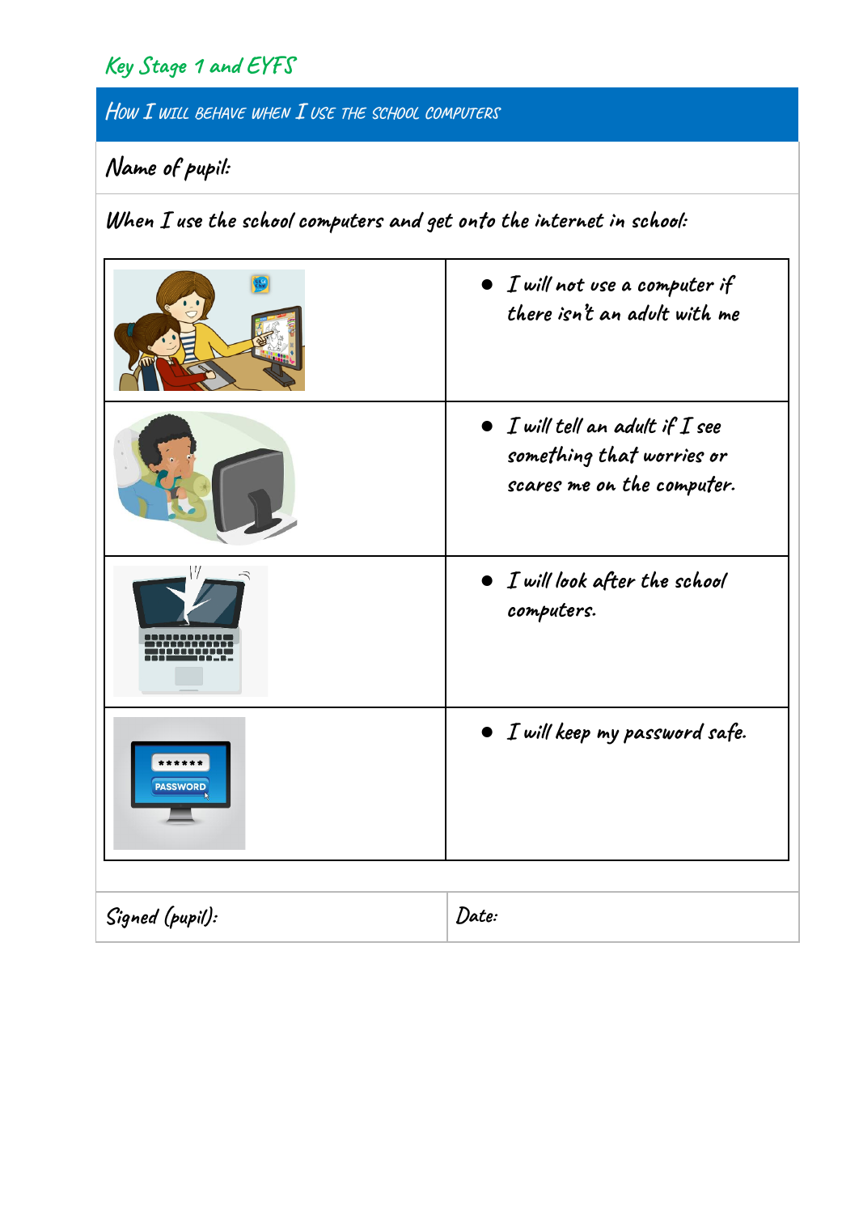## Key Stage 1 and EYFS

### How I will behave when I use the school computers

**Name of pupil:**

**When I use the school computers and get onto the internet in school:**

| | |
|---|---|
| | • I will not use a computer if there isn't an adult with me |
| | • I will tell an adult if I see something that worries or scares me on the computer. |
| | • I will look after the school computers. |
| | • I will keep my password safe. |

| Signed (pupil): | Date: |
|---|---|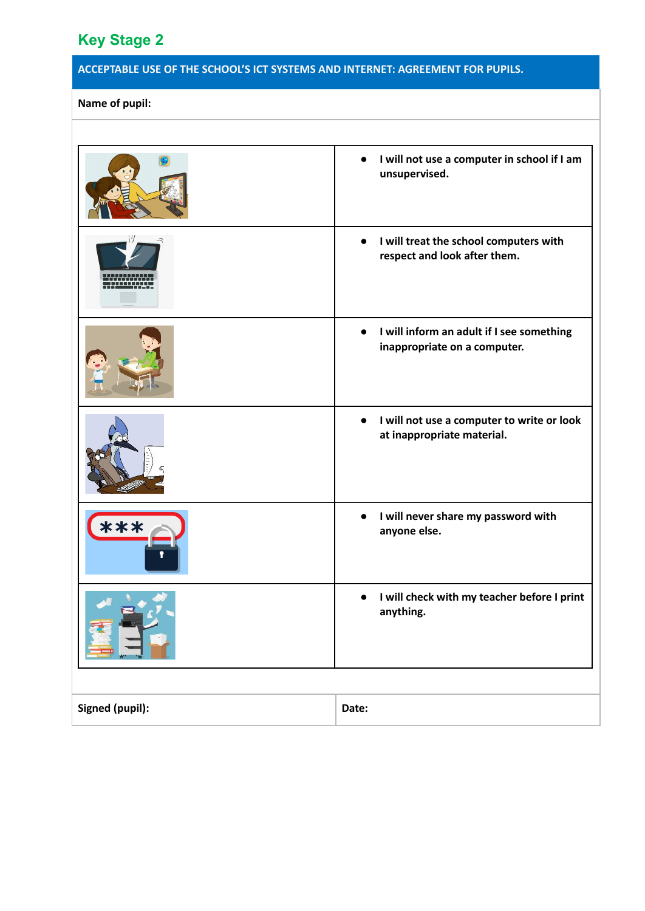## Key Stage 2

| ACCEPTABLE USE OF THE SCHOOL'S ICT SYSTEMS AND INTERNET: AGREEMENT FOR PUPILS. |
|---|
| **Name of pupil:** |

| | |
|---|---|
| | • **I will not use a computer in school if I am unsupervised.** |
| | • **I will treat the school computers with respect and look after them.** |
| | • **I will inform an adult if I see something inappropriate on a computer.** |
| | • **I will not use a computer to write or look at inappropriate material.** |
| | • **I will never share my password with anyone else.** |
| | • **I will check with my teacher before I print anything.** |

| **Signed (pupil):** | **Date:** |
|---|---|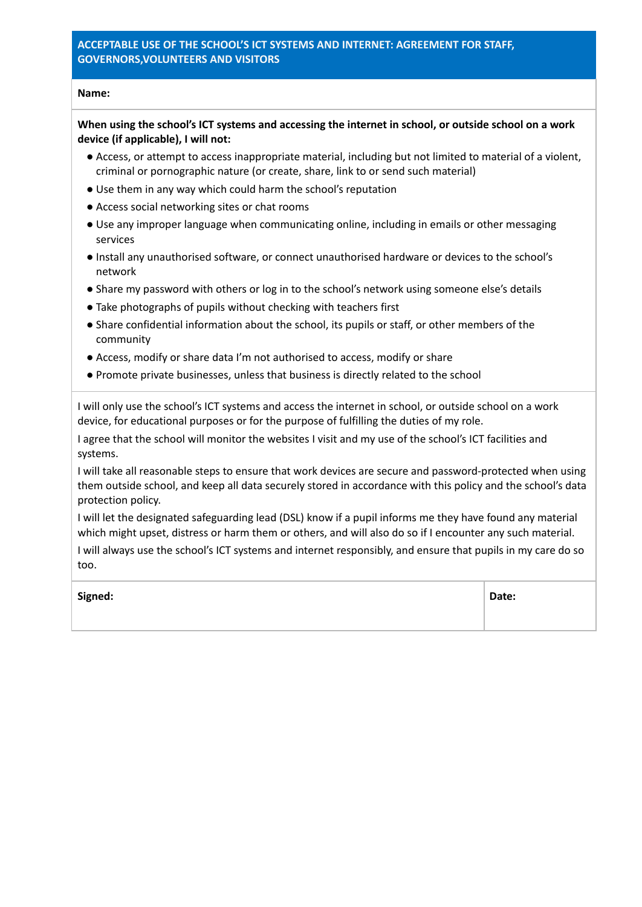## ACCEPTABLE USE OF THE SCHOOL'S ICT SYSTEMS AND INTERNET: AGREEMENT FOR STAFF, GOVERNORS,VOLUNTEERS AND VISITORS

**Name:**

**When using the school's ICT systems and accessing the internet in school, or outside school on a work device (if applicable), I will not:**

- Access, or attempt to access inappropriate material, including but not limited to material of a violent, criminal or pornographic nature (or create, share, link to or send such material)
- Use them in any way which could harm the school's reputation
- Access social networking sites or chat rooms
- Use any improper language when communicating online, including in emails or other messaging services
- Install any unauthorised software, or connect unauthorised hardware or devices to the school's network
- Share my password with others or log in to the school's network using someone else's details
- Take photographs of pupils without checking with teachers first
- Share confidential information about the school, its pupils or staff, or other members of the community
- Access, modify or share data I'm not authorised to access, modify or share
- Promote private businesses, unless that business is directly related to the school

I will only use the school's ICT systems and access the internet in school, or outside school on a work device, for educational purposes or for the purpose of fulfilling the duties of my role.

I agree that the school will monitor the websites I visit and my use of the school's ICT facilities and systems.

I will take all reasonable steps to ensure that work devices are secure and password-protected when using them outside school, and keep all data securely stored in accordance with this policy and the school's data protection policy.

I will let the designated safeguarding lead (DSL) know if a pupil informs me they have found any material which might upset, distress or harm them or others, and will also do so if I encounter any such material.

I will always use the school's ICT systems and internet responsibly, and ensure that pupils in my care do so too.

| **Signed:** | **Date:** |
|---|---|
| | |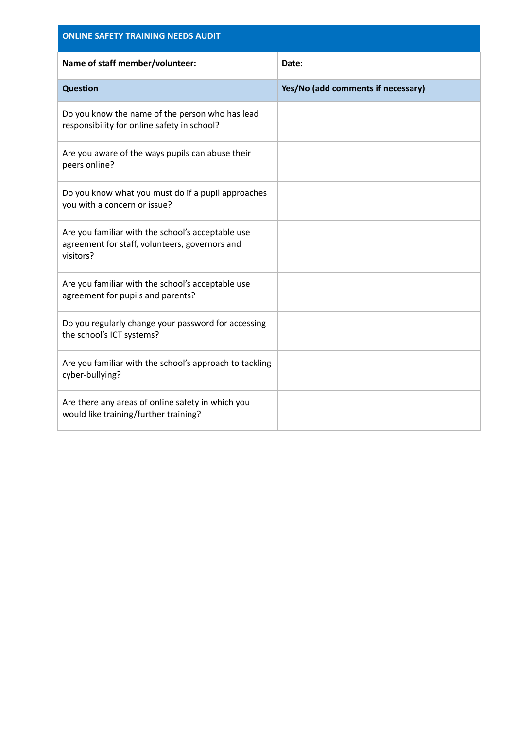| ONLINE SAFETY TRAINING NEEDS AUDIT | |
|---|---|
| **Name of staff member/volunteer:** | **Date**: |
| **Question** | **Yes/No (add comments if necessary)** |
| Do you know the name of the person who has lead responsibility for online safety in school? | |
| Are you aware of the ways pupils can abuse their peers online? | |
| Do you know what you must do if a pupil approaches you with a concern or issue? | |
| Are you familiar with the school's acceptable use agreement for staff, volunteers, governors and visitors? | |
| Are you familiar with the school's acceptable use agreement for pupils and parents? | |
| Do you regularly change your password for accessing the school's ICT systems? | |
| Are you familiar with the school's approach to tackling cyber-bullying? | |
| Are there any areas of online safety in which you would like training/further training? | |